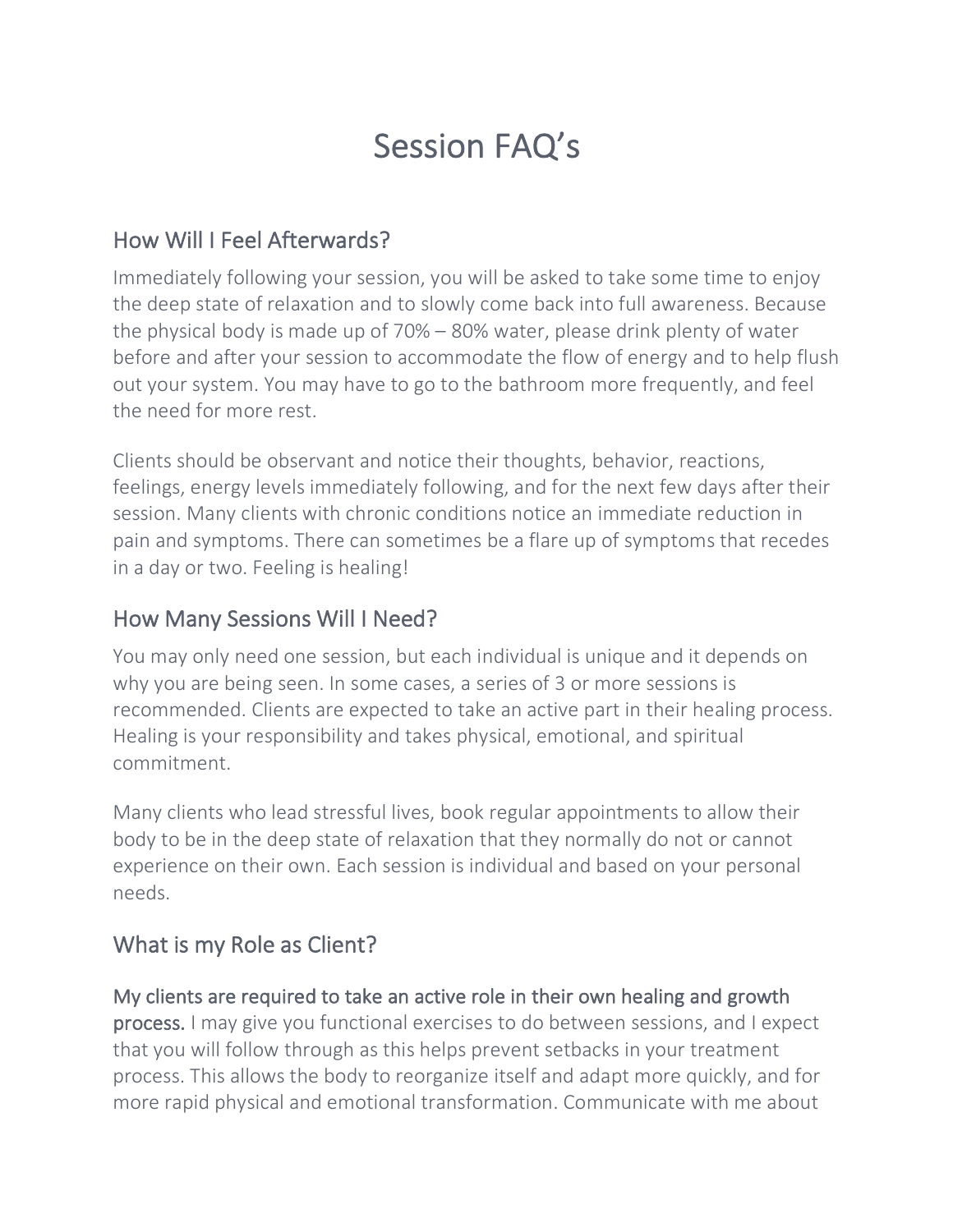# Session FAQ's

## How Will I Feel Afterwards?

Immediately following your session, you will be asked to take some time to enjoy the deep state of relaxation and to slowly come back into full awareness. Because the physical body is made up of 70% – 80% water, please drink plenty of water before and after your session to accommodate the flow of energy and to help flush out your system. You may have to go to the bathroom more frequently, and feel the need for more rest.

Clients should be observant and notice their thoughts, behavior, reactions, feelings, energy levels immediately following, and for the next few days after their session. Many clients with chronic conditions notice an immediate reduction in pain and symptoms. There can sometimes be a flare up of symptoms that recedes in a day or two. Feeling is healing!

## How Many Sessions Will I Need?

You may only need one session, but each individual is unique and it depends on why you are being seen. In some cases, a series of 3 or more sessions is recommended. Clients are expected to take an active part in their healing process. Healing is your responsibility and takes physical, emotional, and spiritual commitment.

Many clients who lead stressful lives, book regular appointments to allow their body to be in the deep state of relaxation that they normally do not or cannot experience on their own. Each session is individual and based on your personal needs.

## What is my Role as Client?

**My clients are required to take an active role in their own healing and growth process.** I may give you functional exercises to do between sessions, and I expect that you will follow through as this helps prevent setbacks in your treatment process. This allows the body to reorganize itself and adapt more quickly, and for more rapid physical and emotional transformation. Communicate with me about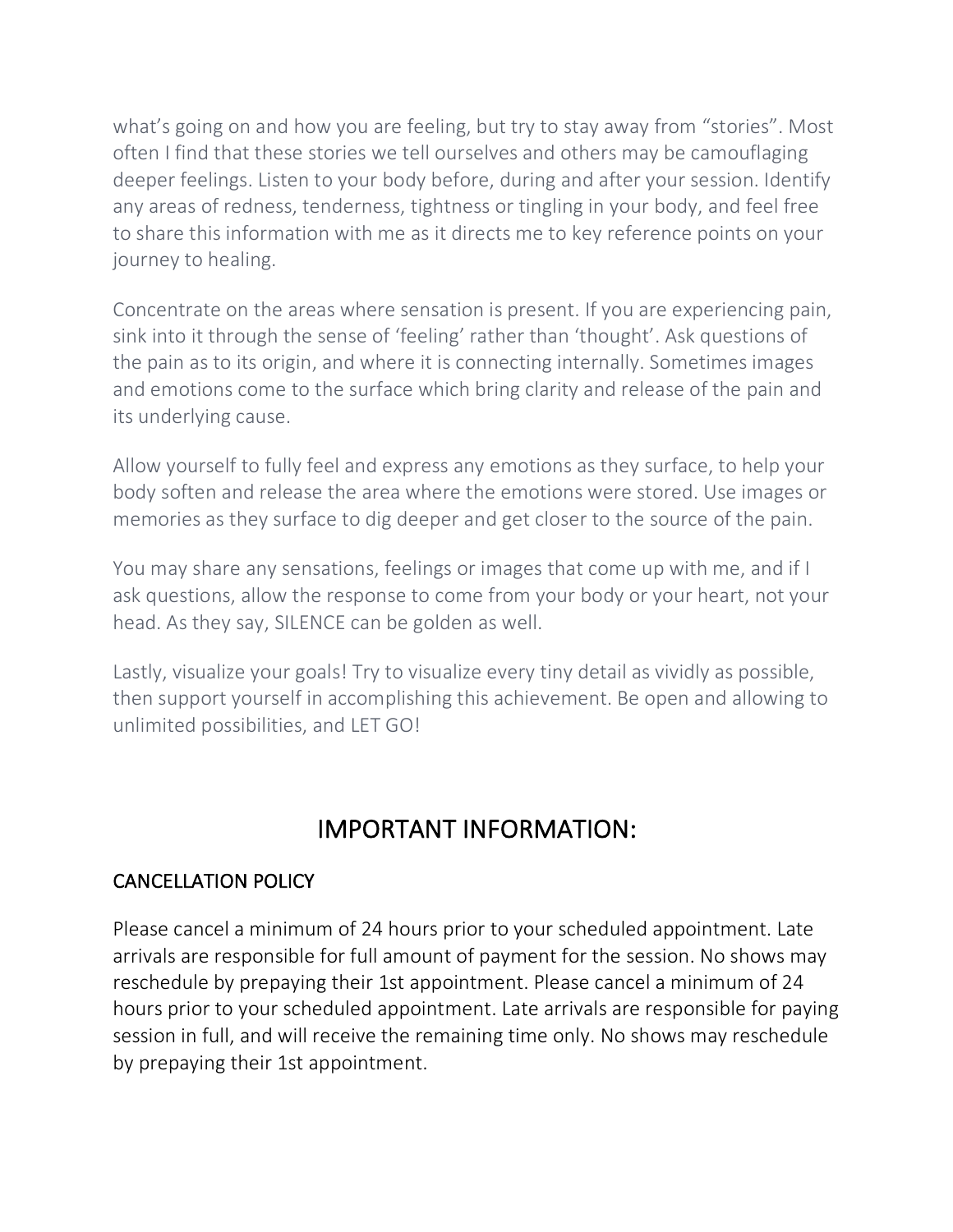what's going on and how you are feeling, but try to stay away from "stories". Most often I find that these stories we tell ourselves and others may be camouflaging deeper feelings. Listen to your body before, during and after your session. Identify any areas of redness, tenderness, tightness or tingling in your body, and feel free to share this information with me as it directs me to key reference points on your journey to healing.

Concentrate on the areas where sensation is present. If you are experiencing pain, sink into it through the sense of 'feeling' rather than 'thought'. Ask questions of the pain as to its origin, and where it is connecting internally. Sometimes images and emotions come to the surface which bring clarity and release of the pain and its underlying cause.

Allow yourself to fully feel and express any emotions as they surface, to help your body soften and release the area where the emotions were stored. Use images or memories as they surface to dig deeper and get closer to the source of the pain.

You may share any sensations, feelings or images that come up with me, and if I ask questions, allow the response to come from your body or your heart, not your head. As they say, SILENCE can be golden as well.

Lastly, visualize your goals! Try to visualize every tiny detail as vividly as possible, then support yourself in accomplishing this achievement. Be open and allowing to unlimited possibilities, and LET GO!

## IMPORTANT INFORMATION:

### CANCELLATION POLICY

Please cancel a minimum of 24 hours prior to your scheduled appointment. Late arrivals are responsible for full amount of payment for the session. No shows may reschedule by prepaying their 1st appointment. Please cancel a minimum of 24 hours prior to your scheduled appointment. Late arrivals are responsible for paying session in full, and will receive the remaining time only. No shows may reschedule by prepaying their 1st appointment.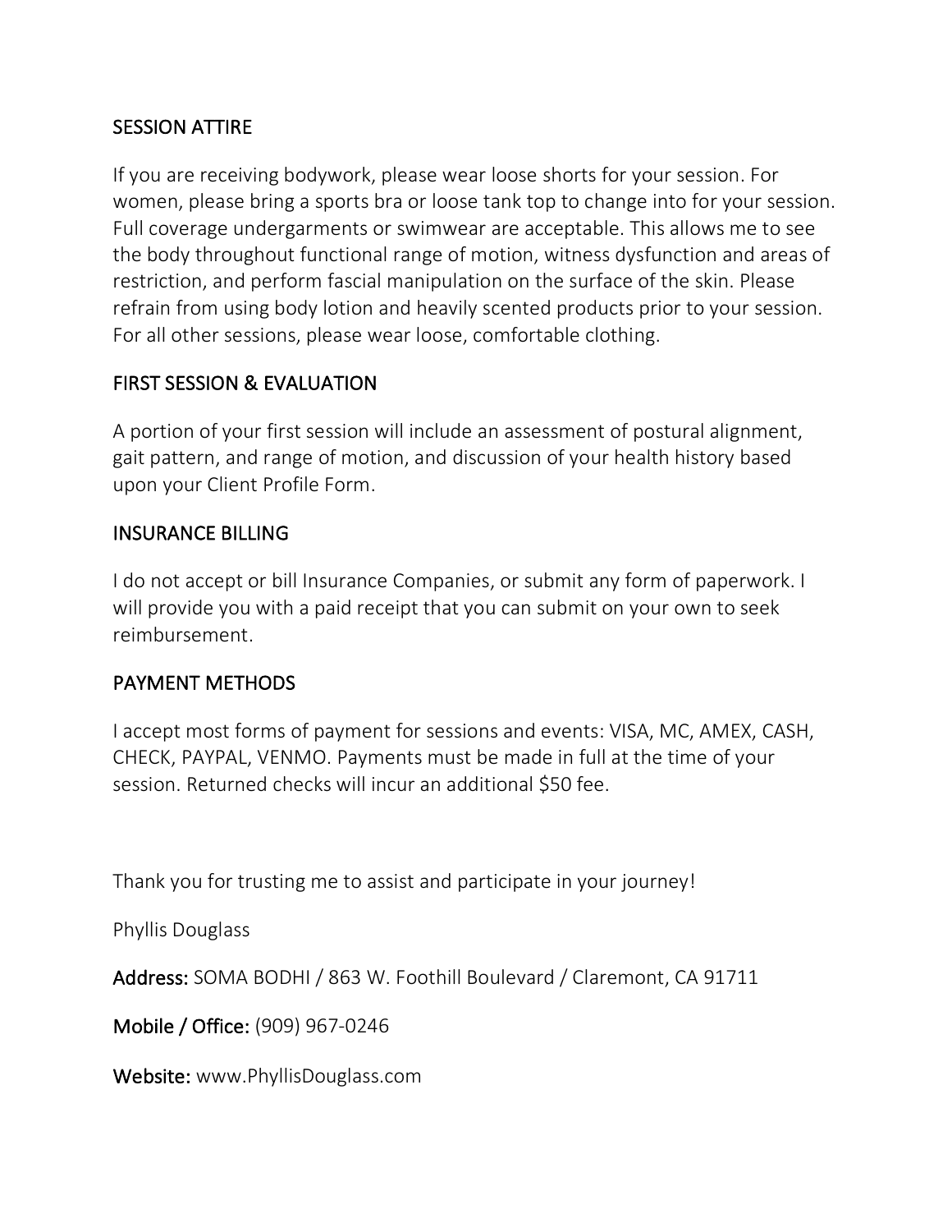## SESSION ATTIRE

If you are receiving bodywork, please wear loose shorts for your session. For women, please bring a sports bra or loose tank top to change into for your session. Full coverage undergarments or swimwear are acceptable. This allows me to see the body throughout functional range of motion, witness dysfunction and areas of restriction, and perform fascial manipulation on the surface of the skin. Please refrain from using body lotion and heavily scented products prior to your session. For all other sessions, please wear loose, comfortable clothing.

## FIRST SESSION & EVALUATION

A portion of your first session will include an assessment of postural alignment, gait pattern, and range of motion, and discussion of your health history based upon your Client Profile Form.

## INSURANCE BILLING

I do not accept or bill Insurance Companies, or submit any form of paperwork. I will provide you with a paid receipt that you can submit on your own to seek reimbursement.

## PAYMENT METHODS

I accept most forms of payment for sessions and events: VISA, MC, AMEX, CASH, CHECK, PAYPAL, VENMO. Payments must be made in full at the time of your session. Returned checks will incur an additional $50 fee.

Thank you for trusting me to assist and participate in your journey!

Phyllis Douglass

**Address:** SOMA BODHI / 863 W. Foothill Boulevard / Claremont, CA 91711

**Mobile / Office:** (909) 967-0246

**Website:** www.PhyllisDouglass.com